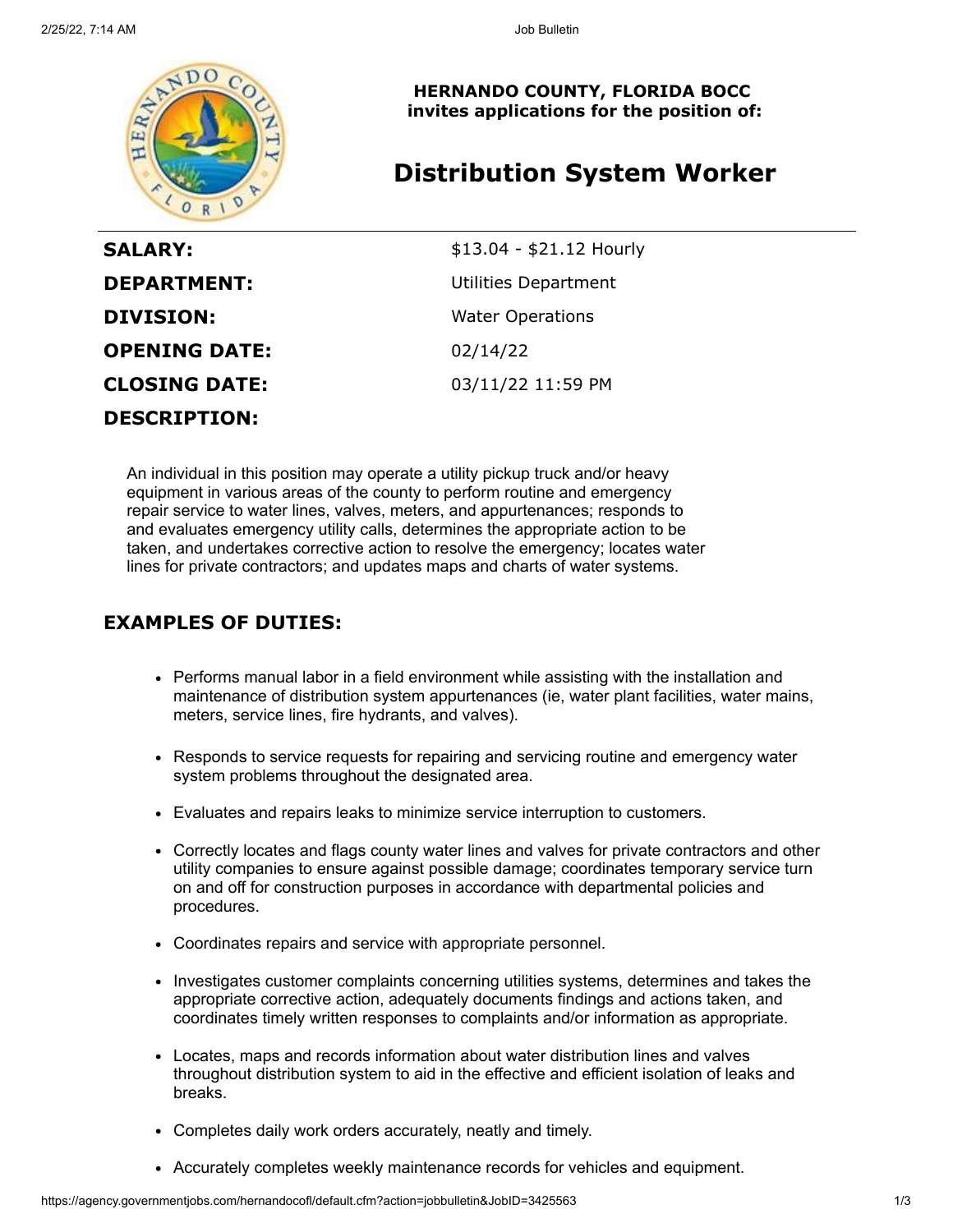**HERNANDO COUNTY, FLORIDA BOCC**
**invites applications for the position of:**

# Distribution System Worker

| | |
|---|---|
| **SALARY:** | $13.04 - $21.12 Hourly |
| **DEPARTMENT:** | Utilities Department |
| **DIVISION:** | Water Operations |
| **OPENING DATE:** | 02/14/22 |
| **CLOSING DATE:** | 03/11/22 11:59 PM |

## DESCRIPTION:

An individual in this position may operate a utility pickup truck and/or heavy equipment in various areas of the county to perform routine and emergency repair service to water lines, valves, meters, and appurtenances; responds to and evaluates emergency utility calls, determines the appropriate action to be taken, and undertakes corrective action to resolve the emergency; locates water lines for private contractors; and updates maps and charts of water systems.

## EXAMPLES OF DUTIES:

- Performs manual labor in a field environment while assisting with the installation and maintenance of distribution system appurtenances (ie, water plant facilities, water mains, meters, service lines, fire hydrants, and valves).
- Responds to service requests for repairing and servicing routine and emergency water system problems throughout the designated area.
- Evaluates and repairs leaks to minimize service interruption to customers.
- Correctly locates and flags county water lines and valves for private contractors and other utility companies to ensure against possible damage; coordinates temporary service turn on and off for construction purposes in accordance with departmental policies and procedures.
- Coordinates repairs and service with appropriate personnel.
- Investigates customer complaints concerning utilities systems, determines and takes the appropriate corrective action, adequately documents findings and actions taken, and coordinates timely written responses to complaints and/or information as appropriate.
- Locates, maps and records information about water distribution lines and valves throughout distribution system to aid in the effective and efficient isolation of leaks and breaks.
- Completes daily work orders accurately, neatly and timely.
- Accurately completes weekly maintenance records for vehicles and equipment.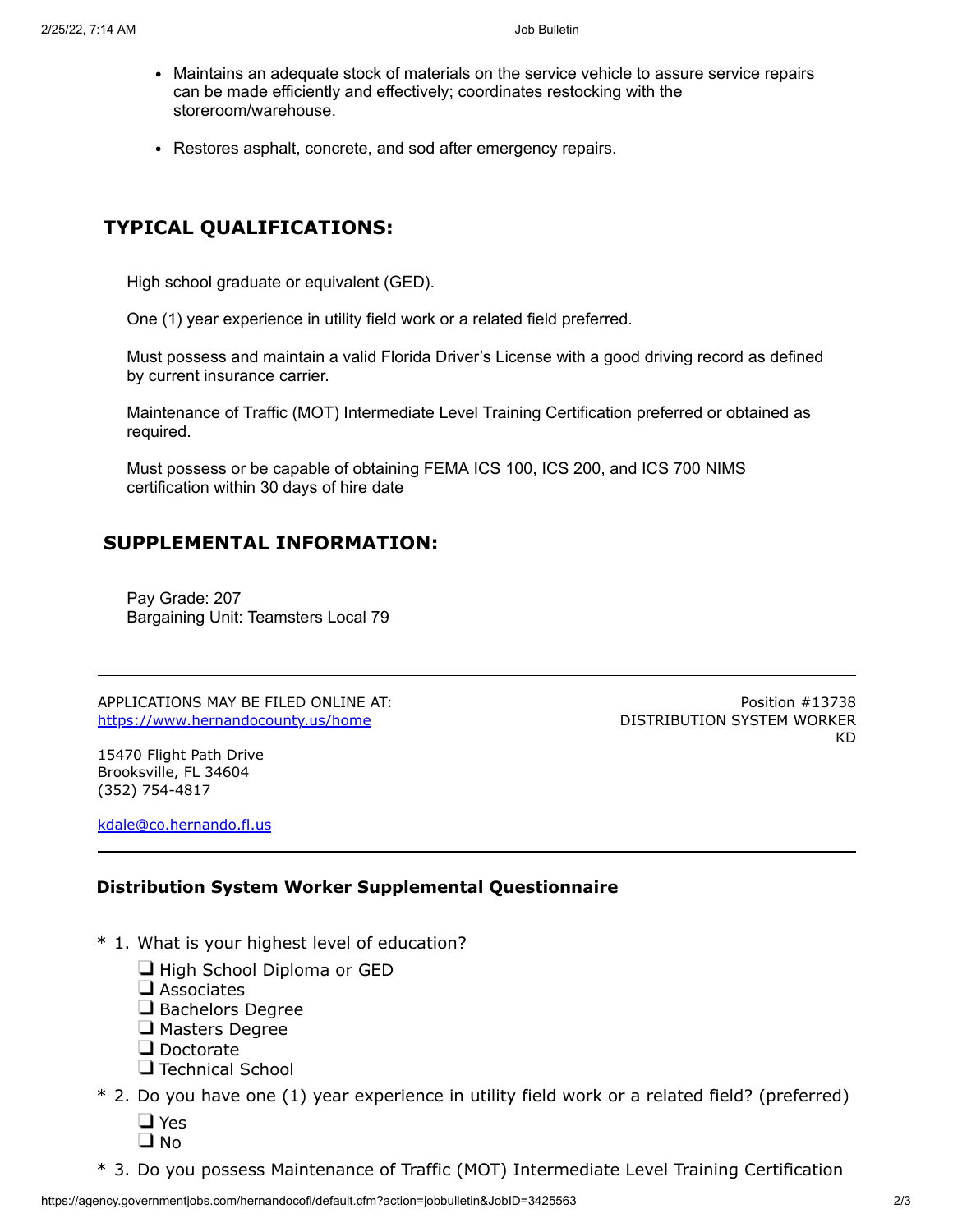- Maintains an adequate stock of materials on the service vehicle to assure service repairs can be made efficiently and effectively; coordinates restocking with the storeroom/warehouse.
- Restores asphalt, concrete, and sod after emergency repairs.

## TYPICAL QUALIFICATIONS:

High school graduate or equivalent (GED).

One (1) year experience in utility field work or a related field preferred.

Must possess and maintain a valid Florida Driver's License with a good driving record as defined by current insurance carrier.

Maintenance of Traffic (MOT) Intermediate Level Training Certification preferred or obtained as required.

Must possess or be capable of obtaining FEMA ICS 100, ICS 200, and ICS 700 NIMS certification within 30 days of hire date

## SUPPLEMENTAL INFORMATION:

Pay Grade: 207
Bargaining Unit: Teamsters Local 79

---

APPLICATIONS MAY BE FILED ONLINE AT:
[https://www.hernandocounty.us/home](https://www.hernandocounty.us/home)

15470 Flight Path Drive
Brooksville, FL 34604
(352) 754-4817

[kdale@co.hernando.fl.us](mailto:kdale@co.hernando.fl.us)

Position #13738
DISTRIBUTION SYSTEM WORKER
KD

---

### Distribution System Worker Supplemental Questionnaire

\* 1. What is your highest level of education?

- ❑ High School Diploma or GED
- ❑ Associates
- ❑ Bachelors Degree
- ❑ Masters Degree
- ❑ Doctorate
- ❑ Technical School

\* 2. Do you have one (1) year experience in utility field work or a related field? (preferred)

- ❑ Yes
- ❑ No

\* 3. Do you possess Maintenance of Traffic (MOT) Intermediate Level Training Certification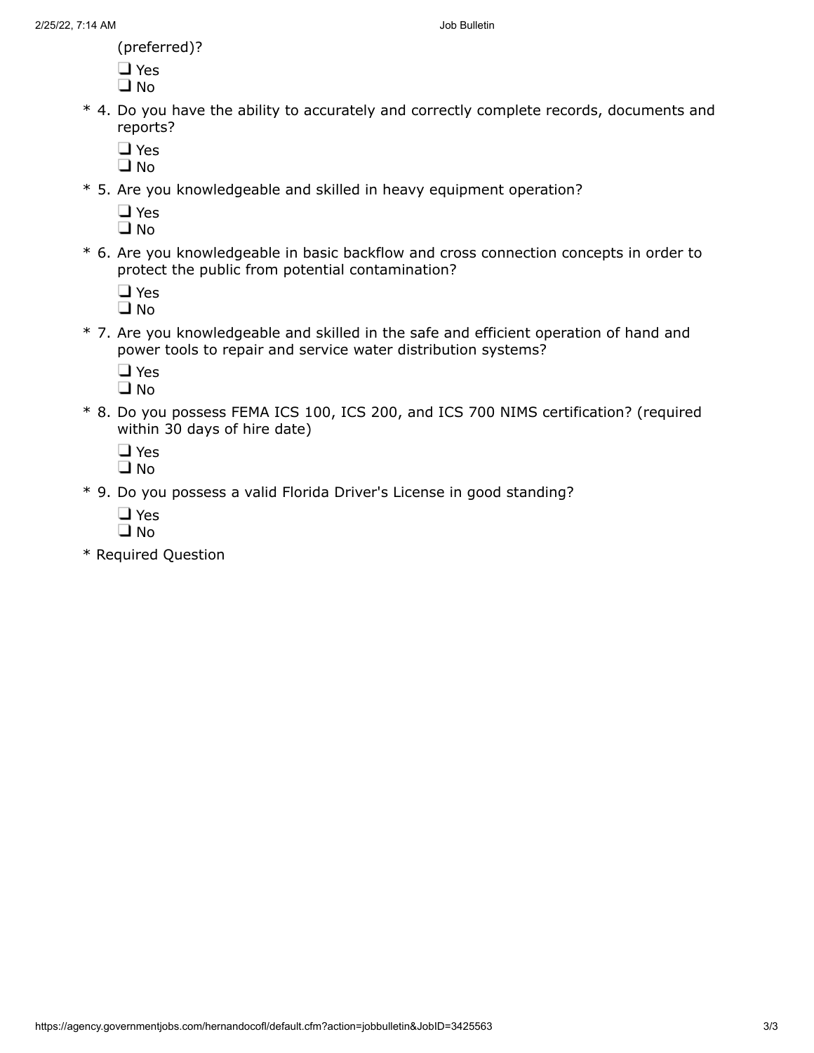(preferred)?

- ❑ Yes
- ❑ No

\* 4. Do you have the ability to accurately and correctly complete records, documents and reports?

- ❑ Yes
- ❑ No

\* 5. Are you knowledgeable and skilled in heavy equipment operation?

- ❑ Yes
- ❑ No

\* 6. Are you knowledgeable in basic backflow and cross connection concepts in order to protect the public from potential contamination?

- ❑ Yes
- ❑ No

\* 7. Are you knowledgeable and skilled in the safe and efficient operation of hand and power tools to repair and service water distribution systems?

- ❑ Yes
- ❑ No

\* 8. Do you possess FEMA ICS 100, ICS 200, and ICS 700 NIMS certification? (required within 30 days of hire date)

- ❑ Yes
- ❑ No

\* 9. Do you possess a valid Florida Driver's License in good standing?

- ❑ Yes
- ❑ No

\* Required Question